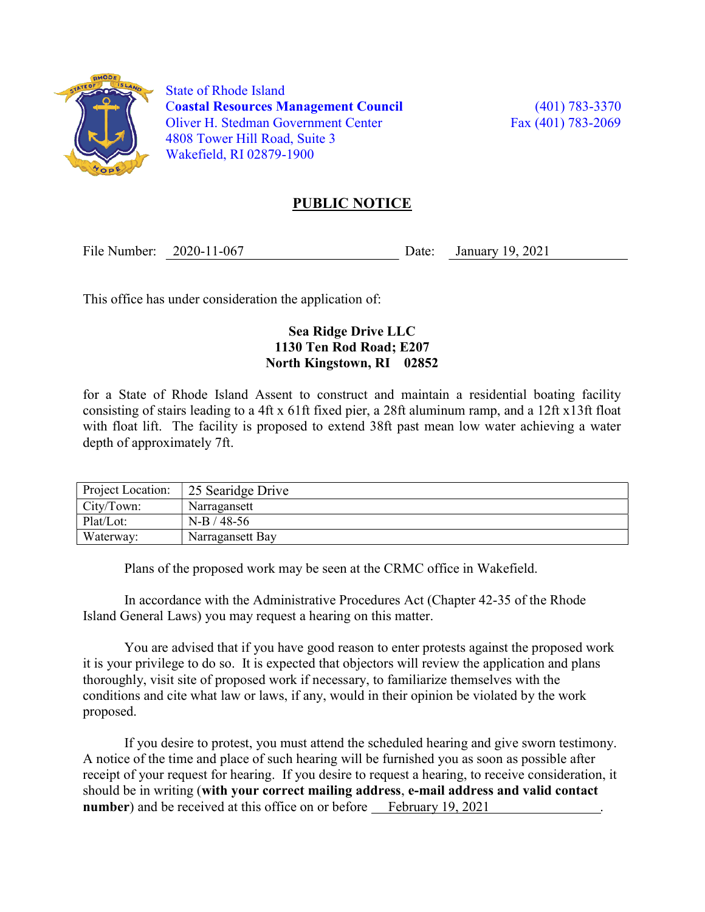State of Rhode Island
**Coastal Resources Management Council**
Oliver H. Stedman Government Center
4808 Tower Hill Road, Suite 3
Wakefield, RI 02879-1900

(401) 783-3370
Fax (401) 783-2069

## PUBLIC NOTICE

File Number: 2020-11-067 Date: January 19, 2021

This office has under consideration the application of:

**Sea Ridge Drive LLC**
**1130 Ten Rod Road; E207**
**North Kingstown, RI 02852**

for a State of Rhode Island Assent to construct and maintain a residential boating facility consisting of stairs leading to a 4ft x 61ft fixed pier, a 28ft aluminum ramp, and a 12ft x13ft float with float lift. The facility is proposed to extend 38ft past mean low water achieving a water depth of approximately 7ft.

| Project Location: | 25 Searidge Drive |
|---|---|
| City/Town: | Narragansett |
| Plat/Lot: | N-B / 48-56 |
| Waterway: | Narragansett Bay |

Plans of the proposed work may be seen at the CRMC office in Wakefield.

In accordance with the Administrative Procedures Act (Chapter 42-35 of the Rhode Island General Laws) you may request a hearing on this matter.

You are advised that if you have good reason to enter protests against the proposed work it is your privilege to do so. It is expected that objectors will review the application and plans thoroughly, visit site of proposed work if necessary, to familiarize themselves with the conditions and cite what law or laws, if any, would in their opinion be violated by the work proposed.

If you desire to protest, you must attend the scheduled hearing and give sworn testimony. A notice of the time and place of such hearing will be furnished you as soon as possible after receipt of your request for hearing. If you desire to request a hearing, to receive consideration, it should be in writing (**with your correct mailing address**, **e-mail address and valid contact number**) and be received at this office on or before February 19, 2021.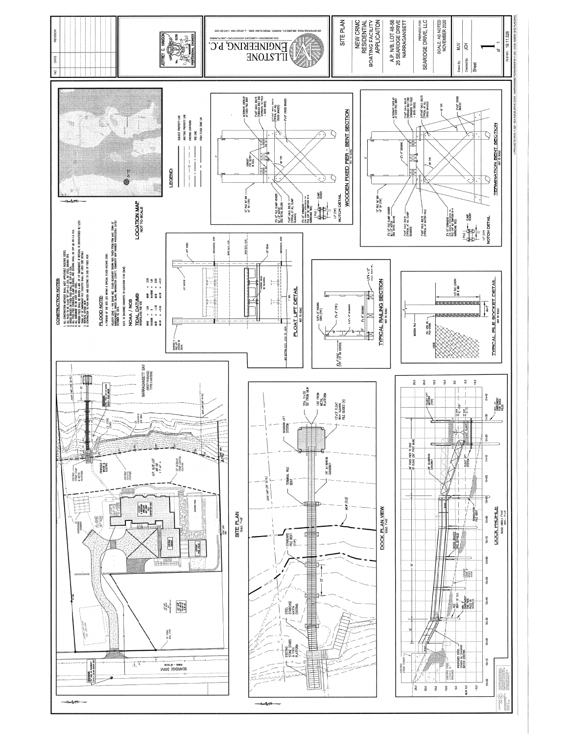# SITE PLAN

NEW CRMC RESIDENTIAL BOATING FACILITY APPLICAITON

A.P. N/B, LOT 48-56
25 SEARIDGE DRIVE
NARRAGANSETT

PREPARED FOR:
SEARIDGE DRIVE, LLC

SCALE: AS NOTED
NOVEMBER 2020

Drawn By: MJV
Checked By: JCH
Sheet 1 of 1

FILE NO.: 19.11.528

ILLSTONE ENGINEERING, P.C.

CIVIL ENGINEERING • LANDSCAPE ARCHITECTURE • LAND PLANNING

JEFFREY C. HANSON
No. 5538
PROFESSIONAL ENGINEER

| NO. | DATE | REVISION |
|---|---|---|
| | | |

## CONSTRUCTION NOTES:

1. ALL CONSTRUCTION METHODS SHALL MEET APPLICABLE BUILDING CODES.
2. ALL BOLTS TO BE CLASS 'C' (SP-3.0 CCA) W/ STEEL DECKING TO BE...
3. CROSS BRACES ON FIXED PIER SHALL BE SYP-2.5 CCA.
4. ALL HARDWARE TO BE HOT DIPPED GALVANIZED...
5. WOODEN PILES SHALL BE DRIVEN A MIN. OF 10' EMBEDMENT. IF BEDROCK IS ENCOUNTERED W/ LESS...
6. INSTALL DATUM MARK.
7. CONTRACTOR TO RUN WATER AND ELECTRIC TO END OF FIXED PIER.

## FLOOD NOTE:

A PORTION OF THE SITE LIES WITHIN A SPECIAL FLOOD HAZARD ZONE:

VELOCITY ZONE – VE (BASE FLOOD ELEVATION...) FLOOD BOUNDARY SHOWN WAS TAKEN FROM FIRM MAP, TOWN OF NARRAGANSETT, RHODE ISLAND, WASHINGTON COUNTY, COMMUNITY MAP NUMBER ... DATED OCTOBER 16, 2013.

ELEV. IS SHOWING ... TO ELEVATION ... (MLW)

## NOAA / NOS TIDAL DATUMS

INTERPOLATED FOR SITE

| | | | | |
|---|---|---|---|---|
| MHW | = 1.64 | MHHW | = | 3.33 |
| NAVD88 | = 0 | NAVD88 | = | 1.91 |
| MLW | = -1.81 | MLW | = | 0.00 |
| MLLW | = -2.04 | MLLW | = | -0.23 |

## LOCATION MAP

NOT TO SCALE

SITE

## LEGEND:

- SUBJECT PROPERTY LINE
- ABUTTING PROPERTY LINE
- EXISTING CONTOURS
- TIDE LINE
- FEMA FLOOD ZONE LIN

## SITE PLAN

SCALE: 1"=30'

SEARIDGE DRIVE

NARRAGANSETT BAY (WEST PASSAGE) TYPE II WATERS

A.P. N/B LOT 48-56

PROPOSED WATER & ELECTRIC

EXISTING STONE STAIRS & METAL PLATFORM

50' SETBACK FROM COASTAL FEATURE

EX. STONE WALL

EX. STONE COMB.

## DOCK PLAN VIEW

SCALE: 1"=10'

EXISTING STONE STAIRS PLATFORM

STEEL STAIRCASE MATCH EXISTING

STANDARD PILE BENT (TYP)

15'

TERMINAL PILE BENT

3'6" ALUMINUM GANGWAY

MAGNUM LIFT SYSTEM

STA. 11+30 50' FROM MLW

125' FROM METAL PLATFORM

12'x15' FLOAT WITH SQUARE PILE GUIDES (4)

MLW (0.0)

MHW 3.3

## DOCK PROFILE

SCALE: HORIZ = 1"=10' VERT = 1"=10'

87'

38' FIXED PIER TO END OF FLOAT (50' PAST MLW)

28' ALUMINUM GANGWAY

FLOAT LIFT SYSTEM

12'x15' FLOAT

TERMINATION PILE BENT

CROSS BRACES

PILE BENT 15' O.C.

MIN. 10' EMBEDMENT FOR PIER SOCKETS

PROPOSED STEEL STAIRS W/ RAILINGS MATCH EXISTING

EXISTING STONE STAIRS

10+00 10+10 10+20 10+30 10+40 10+50 10+60 10+70 10+80 10+90 11+00 11+10 11+20 11+30 11+40

25.0 20.0 15.0 10.0 5.0 MLW 0.0 -5.0

## WOODEN FIXED PIER – BENT SECTION

NOT TO SCALE

12" PILE W/ MIN. 10" TIP (TYP)

2"x12" PILE CLAMP HEADER W/ 2 BOLTS

3/4"x10" GALV. BOLTS (TYPICAL AT ALL CLAMP HEADERS)

2"x8" CROSS BRACES

ALTERNATE OVERLAP AT EACH PILE BENT

CONDUIT FOR WATER & ELEC.

2"x6" DECKING

45° TYP.

NOTCH DETAIL

## TERMINATION BENT SECTION

NOT TO SCALE

3"x12" PILE CLAMP HEADER

ALTERNATE OVERLAP AT EACH PILE BENT

2"x6" DECKING

2"x8" CROSS BRACES

10' TYP.

45° TYP.

NOTCH DETAIL

## FLOAT LIFT DETAIL

NOT TO SCALE

LIFT CABLE

MECHANICAL STOP

LIFT WINCH

LIFT BEAM

FLOAT

## TYPICAL RAILING SECTION

NOT TO SCALE

2"x6" DECKING

## TYPICAL PILE SOCKET DETAIL

NOT TO SCALE

WOODEN PILE

LEDGE

1/2 PILE LENGTH OR 6' MIN.